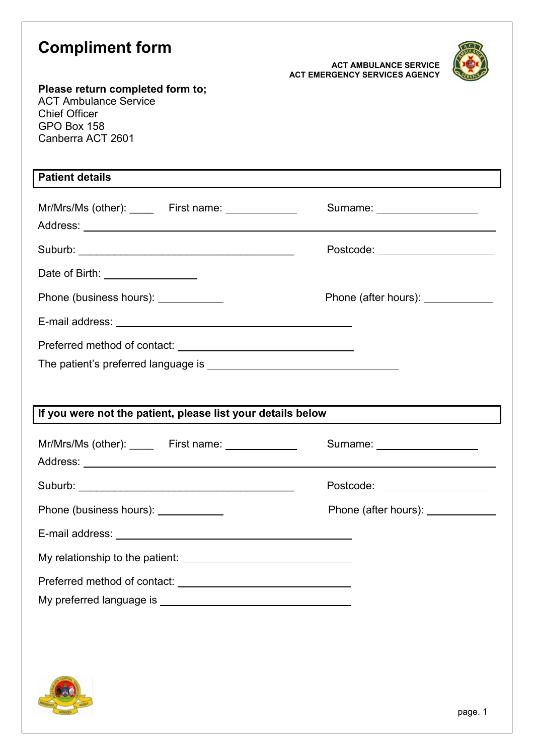# Compliment form

**ACT AMBULANCE SERVICE**
**ACT EMERGENCY SERVICES AGENCY**

**Please return completed form to;**
ACT Ambulance Service
Chief Officer
GPO Box 158
Canberra ACT 2601

## Patient details

Mr/Mrs/Ms (other): ____ First name: ____________ Surname: ________________

Address: ______________________________________________________________

Suburb: ____________________________________ Postcode: __________________

Date of Birth: ______________

Phone (business hours): ___________ Phone (after hours): ___________

E-mail address: ________________________________________

Preferred method of contact: ______________________________

The patient's preferred language is ________________________________

## If you were not the patient, please list your details below

Mr/Mrs/Ms (other): ____ First name: ____________ Surname: ________________

Address: ______________________________________________________________

Suburb: ____________________________________ Postcode: __________________

Phone (business hours): ___________ Phone (after hours): ___________

E-mail address: ________________________________________

My relationship to the patient: _____________________________

Preferred method of contact: ______________________________

My preferred language is __________________________________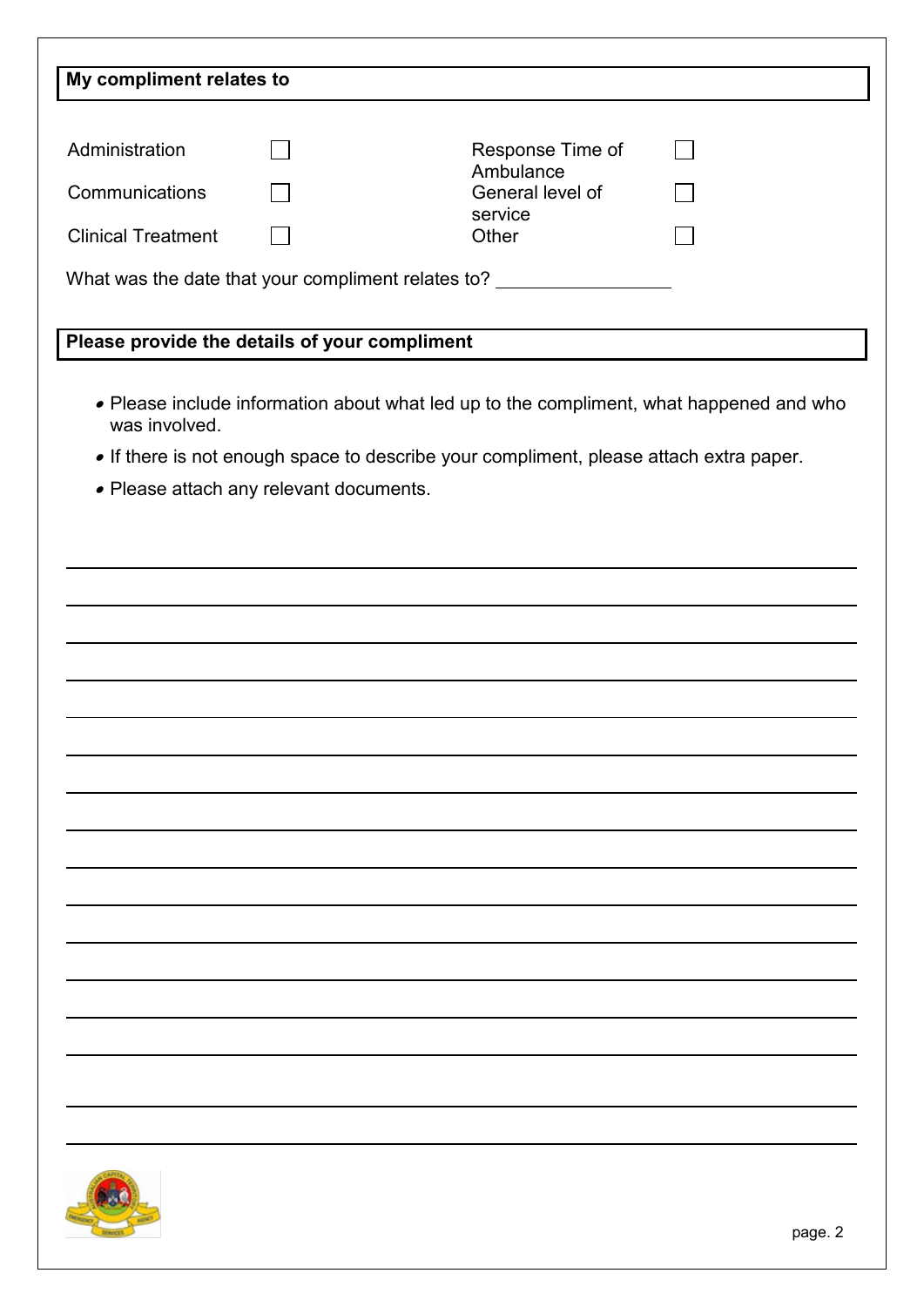## My compliment relates to

| | | | |
|---|---|---|---|
| Administration | ☐ | Response Time of Ambulance | ☐ |
| Communications | ☐ | General level of service | ☐ |
| Clinical Treatment | ☐ | Other | ☐ |

What was the date that your compliment relates to? ________________

## Please provide the details of your compliment

- Please include information about what led up to the compliment, what happened and who was involved.
- If there is not enough space to describe your compliment, please attach extra paper.
- Please attach any relevant documents.

________________________________________________________________________________

________________________________________________________________________________

________________________________________________________________________________

________________________________________________________________________________

________________________________________________________________________________

________________________________________________________________________________

________________________________________________________________________________

________________________________________________________________________________

________________________________________________________________________________

________________________________________________________________________________

________________________________________________________________________________

________________________________________________________________________________

________________________________________________________________________________

________________________________________________________________________________

________________________________________________________________________________

________________________________________________________________________________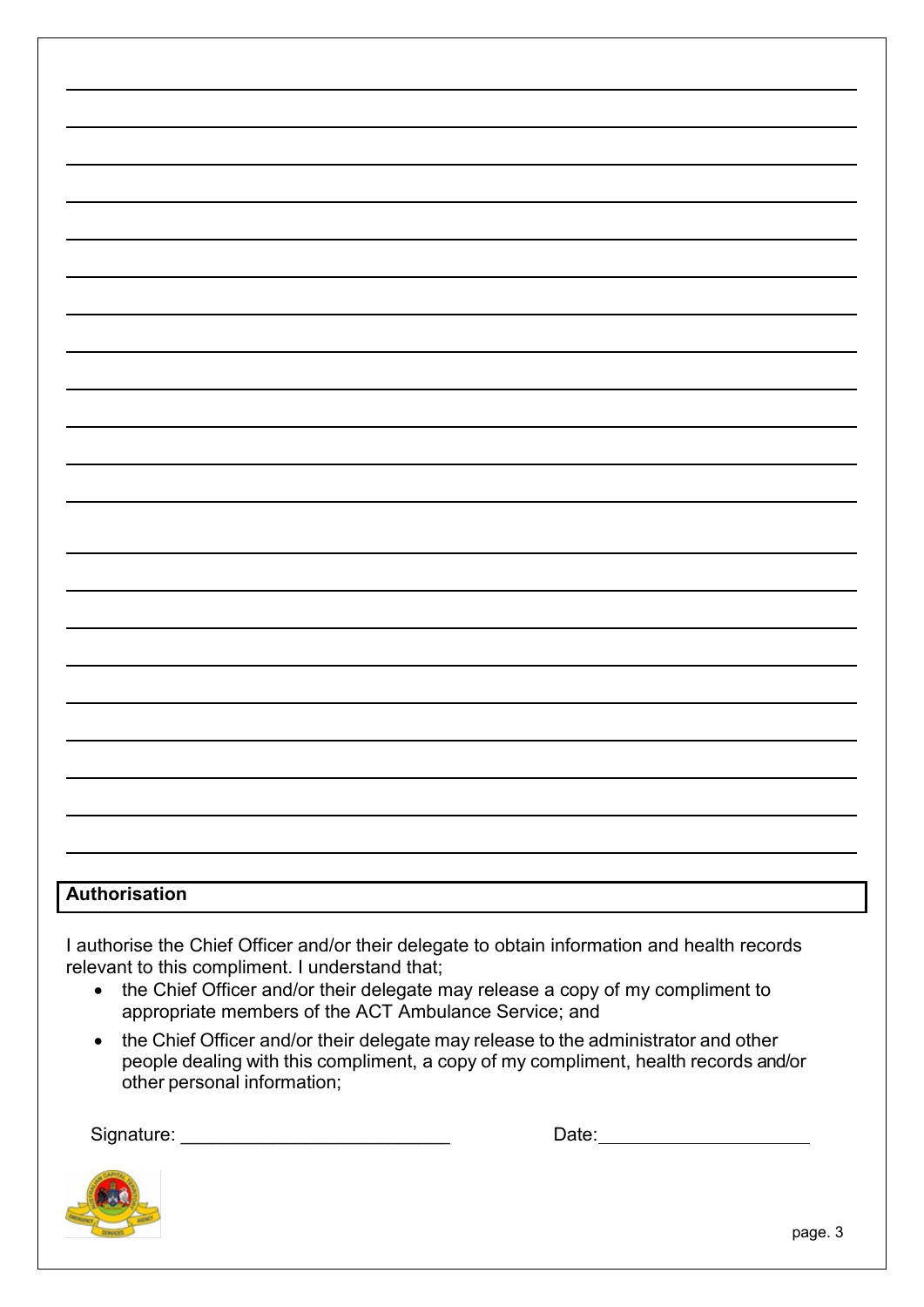## Authorisation

I authorise the Chief Officer and/or their delegate to obtain information and health records relevant to this compliment. I understand that;

- the Chief Officer and/or their delegate may release a copy of my compliment to appropriate members of the ACT Ambulance Service; and
- the Chief Officer and/or their delegate may release to the administrator and other people dealing with this compliment, a copy of my compliment, health records and/or other personal information;

Signature: ______________________ Date: ______________________